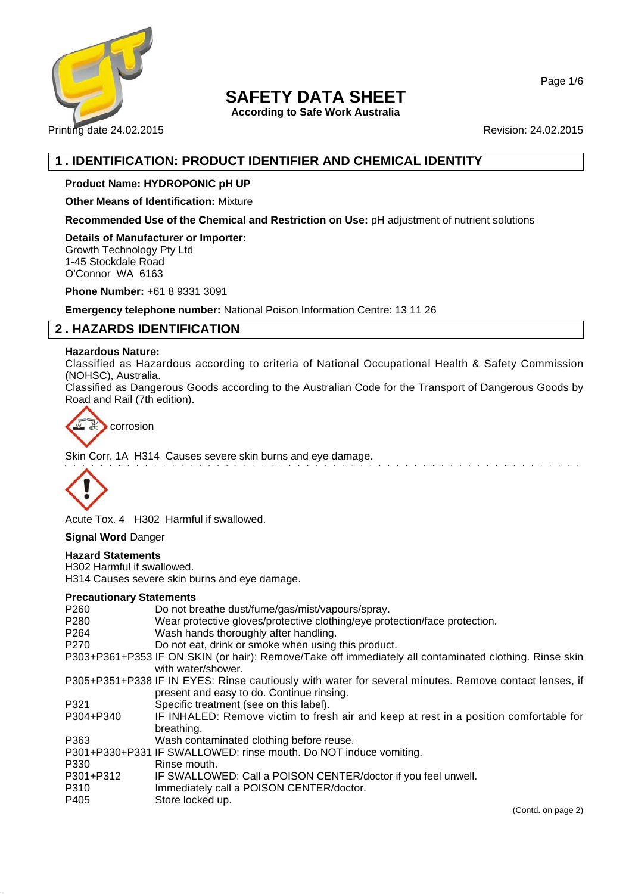# SAFETY DATA SHEET

**According to Safe Work Australia**

Printing date 24.02.2015 Revision: 24.02.2015

## 1 . IDENTIFICATION: PRODUCT IDENTIFIER AND CHEMICAL IDENTITY

**Product Name: HYDROPONIC pH UP**

**Other Means of Identification:** Mixture

**Recommended Use of the Chemical and Restriction on Use:** pH adjustment of nutrient solutions

**Details of Manufacturer or Importer:**
Growth Technology Pty Ltd
1-45 Stockdale Road
O'Connor WA 6163

**Phone Number:** +61 8 9331 3091

**Emergency telephone number:** National Poison Information Centre: 13 11 26

## 2 . HAZARDS IDENTIFICATION

**Hazardous Nature:**
Classified as Hazardous according to criteria of National Occupational Health & Safety Commission (NOHSC), Australia.
Classified as Dangerous Goods according to the Australian Code for the Transport of Dangerous Goods by Road and Rail (7th edition).

corrosion

Skin Corr. 1A H314 Causes severe skin burns and eye damage.

Acute Tox. 4 H302 Harmful if swallowed.

**Signal Word** Danger

**Hazard Statements**
H302 Harmful if swallowed.
H314 Causes severe skin burns and eye damage.

**Precautionary Statements**

| | |
|---|---|
| P260 | Do not breathe dust/fume/gas/mist/vapours/spray. |
| P280 | Wear protective gloves/protective clothing/eye protection/face protection. |
| P264 | Wash hands thoroughly after handling. |
| P270 | Do not eat, drink or smoke when using this product. |
| P303+P361+P353 | IF ON SKIN (or hair): Remove/Take off immediately all contaminated clothing. Rinse skin with water/shower. |
| P305+P351+P338 | IF IN EYES: Rinse cautiously with water for several minutes. Remove contact lenses, if present and easy to do. Continue rinsing. |
| P321 | Specific treatment (see on this label). |
| P304+P340 | IF INHALED: Remove victim to fresh air and keep at rest in a position comfortable for breathing. |
| P363 | Wash contaminated clothing before reuse. |
| P301+P330+P331 | IF SWALLOWED: rinse mouth. Do NOT induce vomiting. |
| P330 | Rinse mouth. |
| P301+P312 | IF SWALLOWED: Call a POISON CENTER/doctor if you feel unwell. |
| P310 | Immediately call a POISON CENTER/doctor. |
| P405 | Store locked up. |

(Contd. on page 2)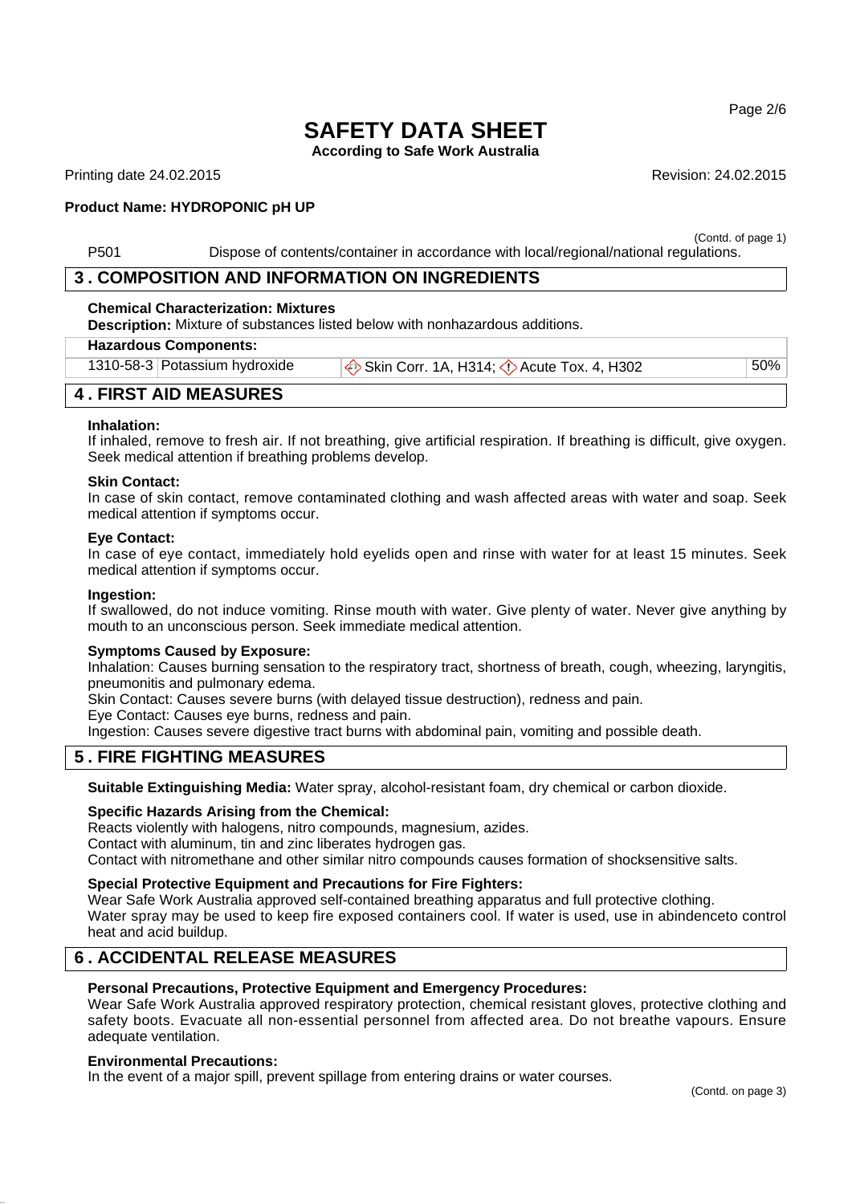(Contd. of page 1)

P501 Dispose of contents/container in accordance with local/regional/national regulations.

## 3 . COMPOSITION AND INFORMATION ON INGREDIENTS

**Chemical Characterization: Mixtures**
**Description:** Mixture of substances listed below with nonhazardous additions.

| Hazardous Components: | | | |
|---|---|---|---|
| 1310-58-3 | Potassium hydroxide | Skin Corr. 1A, H314; Acute Tox. 4, H302 | 50% |

## 4 . FIRST AID MEASURES

**Inhalation:**
If inhaled, remove to fresh air. If not breathing, give artificial respiration. If breathing is difficult, give oxygen. Seek medical attention if breathing problems develop.

**Skin Contact:**
In case of skin contact, remove contaminated clothing and wash affected areas with water and soap. Seek medical attention if symptoms occur.

**Eye Contact:**
In case of eye contact, immediately hold eyelids open and rinse with water for at least 15 minutes. Seek medical attention if symptoms occur.

**Ingestion:**
If swallowed, do not induce vomiting. Rinse mouth with water. Give plenty of water. Never give anything by mouth to an unconscious person. Seek immediate medical attention.

**Symptoms Caused by Exposure:**
Inhalation: Causes burning sensation to the respiratory tract, shortness of breath, cough, wheezing, laryngitis, pneumonitis and pulmonary edema.
Skin Contact: Causes severe burns (with delayed tissue destruction), redness and pain.
Eye Contact: Causes eye burns, redness and pain.
Ingestion: Causes severe digestive tract burns with abdominal pain, vomiting and possible death.

## 5 . FIRE FIGHTING MEASURES

**Suitable Extinguishing Media:** Water spray, alcohol-resistant foam, dry chemical or carbon dioxide.

**Specific Hazards Arising from the Chemical:**
Reacts violently with halogens, nitro compounds, magnesium, azides.
Contact with aluminum, tin and zinc liberates hydrogen gas.
Contact with nitromethane and other similar nitro compounds causes formation of shocksensitive salts.

**Special Protective Equipment and Precautions for Fire Fighters:**
Wear Safe Work Australia approved self-contained breathing apparatus and full protective clothing.
Water spray may be used to keep fire exposed containers cool. If water is used, use in abindenceto control heat and acid buildup.

## 6 . ACCIDENTAL RELEASE MEASURES

**Personal Precautions, Protective Equipment and Emergency Procedures:**
Wear Safe Work Australia approved respiratory protection, chemical resistant gloves, protective clothing and safety boots. Evacuate all non-essential personnel from affected area. Do not breathe vapours. Ensure adequate ventilation.

**Environmental Precautions:**
In the event of a major spill, prevent spillage from entering drains or water courses.

(Contd. on page 3)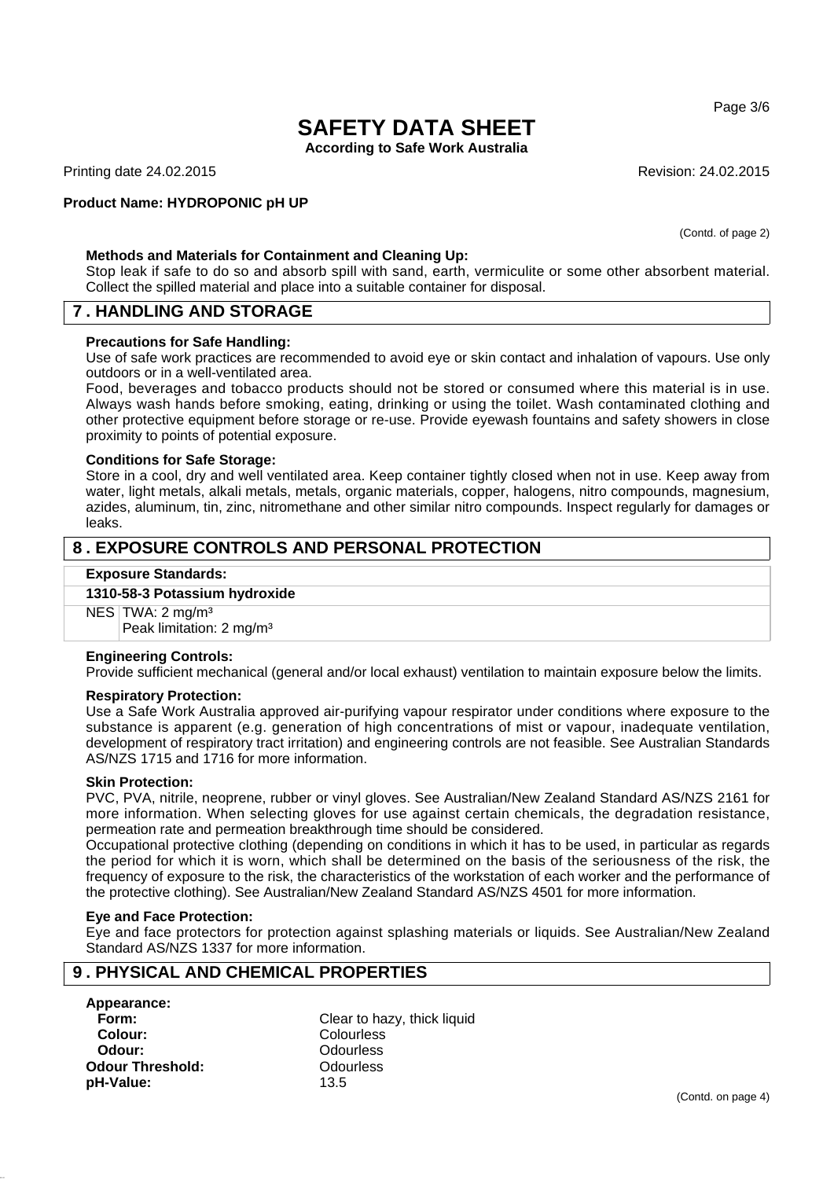(Contd. of page 2)

**Methods and Materials for Containment and Cleaning Up:**
Stop leak if safe to do so and absorb spill with sand, earth, vermiculite or some other absorbent material. Collect the spilled material and place into a suitable container for disposal.

## 7 . HANDLING AND STORAGE

**Precautions for Safe Handling:**
Use of safe work practices are recommended to avoid eye or skin contact and inhalation of vapours. Use only outdoors or in a well-ventilated area.
Food, beverages and tobacco products should not be stored or consumed where this material is in use. Always wash hands before smoking, eating, drinking or using the toilet. Wash contaminated clothing and other protective equipment before storage or re-use. Provide eyewash fountains and safety showers in close proximity to points of potential exposure.

**Conditions for Safe Storage:**
Store in a cool, dry and well ventilated area. Keep container tightly closed when not in use. Keep away from water, light metals, alkali metals, metals, organic materials, copper, halogens, nitro compounds, magnesium, azides, aluminum, tin, zinc, nitromethane and other similar nitro compounds. Inspect regularly for damages or leaks.

## 8 . EXPOSURE CONTROLS AND PERSONAL PROTECTION

| **Exposure Standards:** | |
|---|---|
| **1310-58-3 Potassium hydroxide** | |
| NES | TWA: 2 mg/m³<br>Peak limitation: 2 mg/m³ |

**Engineering Controls:**
Provide sufficient mechanical (general and/or local exhaust) ventilation to maintain exposure below the limits.

**Respiratory Protection:**
Use a Safe Work Australia approved air-purifying vapour respirator under conditions where exposure to the substance is apparent (e.g. generation of high concentrations of mist or vapour, inadequate ventilation, development of respiratory tract irritation) and engineering controls are not feasible. See Australian Standards AS/NZS 1715 and 1716 for more information.

**Skin Protection:**
PVC, PVA, nitrile, neoprene, rubber or vinyl gloves. See Australian/New Zealand Standard AS/NZS 2161 for more information. When selecting gloves for use against certain chemicals, the degradation resistance, permeation rate and permeation breakthrough time should be considered.
Occupational protective clothing (depending on conditions in which it has to be used, in particular as regards the period for which it is worn, which shall be determined on the basis of the seriousness of the risk, the frequency of exposure to the risk, the characteristics of the workstation of each worker and the performance of the protective clothing). See Australian/New Zealand Standard AS/NZS 4501 for more information.

**Eye and Face Protection:**
Eye and face protectors for protection against splashing materials or liquids. See Australian/New Zealand Standard AS/NZS 1337 for more information.

## 9 . PHYSICAL AND CHEMICAL PROPERTIES

**Appearance:**

| | |
|---|---|
| **Form:** | Clear to hazy, thick liquid |
| **Colour:** | Colourless |
| **Odour:** | Odourless |
| **Odour Threshold:** | Odourless |
| **pH-Value:** | 13.5 |

(Contd. on page 4)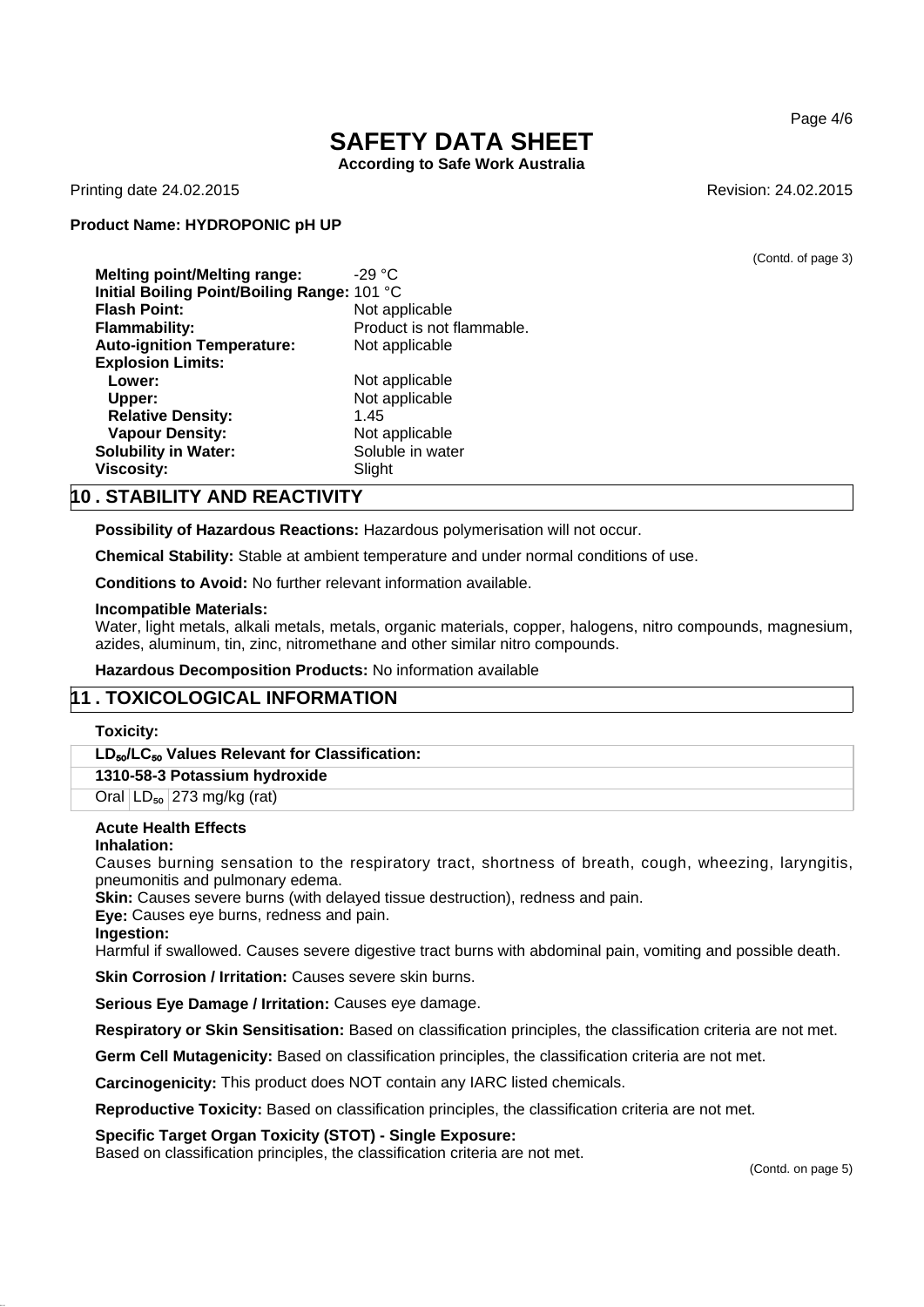(Contd. of page 3)

**Melting point/Melting range:** -29 °C
**Initial Boiling Point/Boiling Range:** 101 °C
**Flash Point:** Not applicable
**Flammability:** Product is not flammable.
**Auto-ignition Temperature:** Not applicable
**Explosion Limits:**
 **Lower:** Not applicable
 **Upper:** Not applicable
 **Relative Density:** 1.45
 **Vapour Density:** Not applicable
**Solubility in Water:** Soluble in water
**Viscosity:** Slight

## 10 . STABILITY AND REACTIVITY

**Possibility of Hazardous Reactions:** Hazardous polymerisation will not occur.

**Chemical Stability:** Stable at ambient temperature and under normal conditions of use.

**Conditions to Avoid:** No further relevant information available.

**Incompatible Materials:**
Water, light metals, alkali metals, metals, organic materials, copper, halogens, nitro compounds, magnesium, azides, aluminum, tin, zinc, nitromethane and other similar nitro compounds.

**Hazardous Decomposition Products:** No information available

## 11 . TOXICOLOGICAL INFORMATION

**Toxicity:**

| **$LD_{50}/LC_{50}$ Values Relevant for Classification:** | | |
|---|---|---|
| **1310-58-3 Potassium hydroxide** | | |
| Oral | $LD_{50}$ | 273 mg/kg (rat) |

**Acute Health Effects**
**Inhalation:**
Causes burning sensation to the respiratory tract, shortness of breath, cough, wheezing, laryngitis, pneumonitis and pulmonary edema.
**Skin:** Causes severe burns (with delayed tissue destruction), redness and pain.
**Eye:** Causes eye burns, redness and pain.
**Ingestion:**
Harmful if swallowed. Causes severe digestive tract burns with abdominal pain, vomiting and possible death.

**Skin Corrosion / Irritation:** Causes severe skin burns.

**Serious Eye Damage / Irritation:** Causes eye damage.

**Respiratory or Skin Sensitisation:** Based on classification principles, the classification criteria are not met.

**Germ Cell Mutagenicity:** Based on classification principles, the classification criteria are not met.

**Carcinogenicity:** This product does NOT contain any IARC listed chemicals.

**Reproductive Toxicity:** Based on classification principles, the classification criteria are not met.

**Specific Target Organ Toxicity (STOT) - Single Exposure:**
Based on classification principles, the classification criteria are not met.

(Contd. on page 5)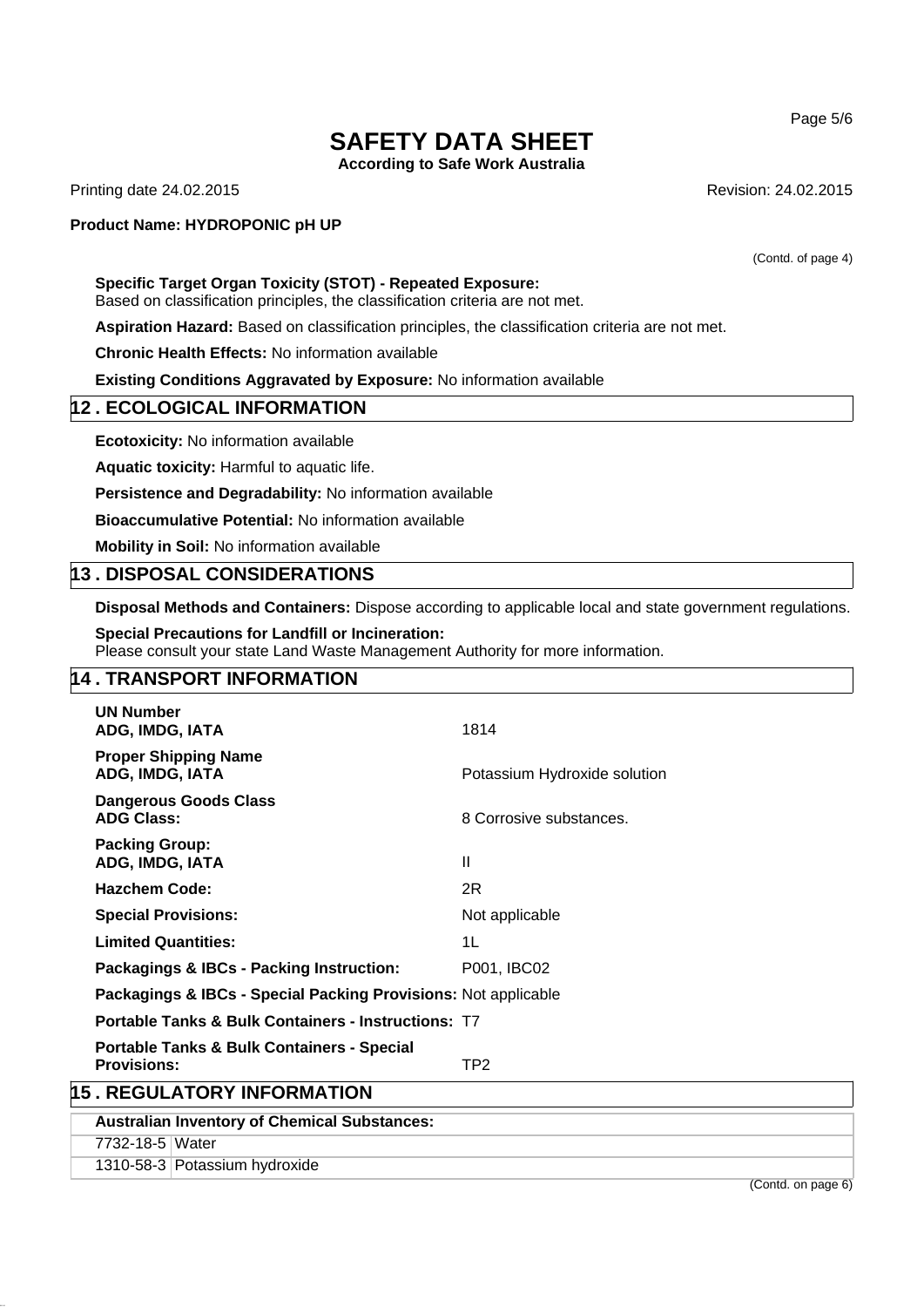(Contd. of page 4)

**Specific Target Organ Toxicity (STOT) - Repeated Exposure:**
Based on classification principles, the classification criteria are not met.

**Aspiration Hazard:** Based on classification principles, the classification criteria are not met.

**Chronic Health Effects:** No information available

**Existing Conditions Aggravated by Exposure:** No information available

## 12 . ECOLOGICAL INFORMATION

**Ecotoxicity:** No information available

**Aquatic toxicity:** Harmful to aquatic life.

**Persistence and Degradability:** No information available

**Bioaccumulative Potential:** No information available

**Mobility in Soil:** No information available

## 13 . DISPOSAL CONSIDERATIONS

**Disposal Methods and Containers:** Dispose according to applicable local and state government regulations.

**Special Precautions for Landfill or Incineration:**
Please consult your state Land Waste Management Authority for more information.

## 14 . TRANSPORT INFORMATION

| | |
|---|---|
| **UN Number** **ADG, IMDG, IATA** | 1814 |
| **Proper Shipping Name** **ADG, IMDG, IATA** | Potassium Hydroxide solution |
| **Dangerous Goods Class** **ADG Class:** | 8 Corrosive substances. |
| **Packing Group:** **ADG, IMDG, IATA** | II |
| **Hazchem Code:** | 2R |
| **Special Provisions:** | Not applicable |
| **Limited Quantities:** | 1L |
| **Packagings & IBCs - Packing Instruction:** | P001, IBC02 |
| **Packagings & IBCs - Special Packing Provisions:** | Not applicable |
| **Portable Tanks & Bulk Containers - Instructions:** | T7 |
| **Portable Tanks & Bulk Containers - Special Provisions:** | TP2 |

## 15 . REGULATORY INFORMATION

| **Australian Inventory of Chemical Substances:** | |
|---|---|
| 7732-18-5 | Water |
| 1310-58-3 | Potassium hydroxide |

(Contd. on page 6)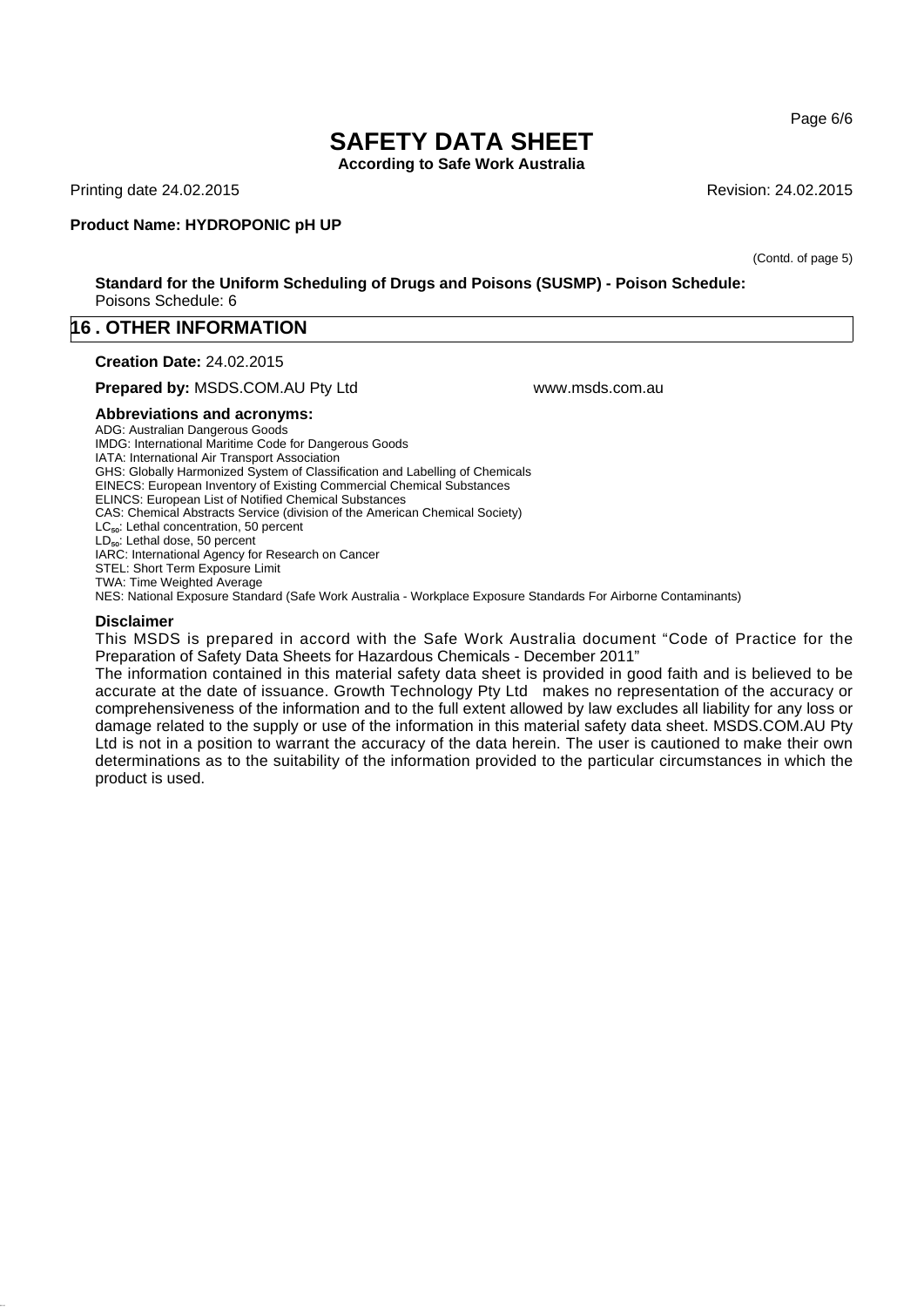(Contd. of page 5)

**Standard for the Uniform Scheduling of Drugs and Poisons (SUSMP) - Poison Schedule:**
Poisons Schedule: 6

## 16 . OTHER INFORMATION

**Creation Date:** 24.02.2015

**Prepared by:** MSDS.COM.AU Pty Ltd www.msds.com.au

**Abbreviations and acronyms:**
ADG: Australian Dangerous Goods
IMDG: International Maritime Code for Dangerous Goods
IATA: International Air Transport Association
GHS: Globally Harmonized System of Classification and Labelling of Chemicals
EINECS: European Inventory of Existing Commercial Chemical Substances
ELINCS: European List of Notified Chemical Substances
CAS: Chemical Abstracts Service (division of the American Chemical Society)
$LC_{50}$: Lethal concentration, 50 percent
$LD_{50}$: Lethal dose, 50 percent
IARC: International Agency for Research on Cancer
STEL: Short Term Exposure Limit
TWA: Time Weighted Average
NES: National Exposure Standard (Safe Work Australia - Workplace Exposure Standards For Airborne Contaminants)

**Disclaimer**
This MSDS is prepared in accord with the Safe Work Australia document “Code of Practice for the Preparation of Safety Data Sheets for Hazardous Chemicals - December 2011”
The information contained in this material safety data sheet is provided in good faith and is believed to be accurate at the date of issuance. Growth Technology Pty Ltd makes no representation of the accuracy or comprehensiveness of the information and to the full extent allowed by law excludes all liability for any loss or damage related to the supply or use of the information in this material safety data sheet. MSDS.COM.AU Pty Ltd is not in a position to warrant the accuracy of the data herein. The user is cautioned to make their own determinations as to the suitability of the information provided to the particular circumstances in which the product is used.